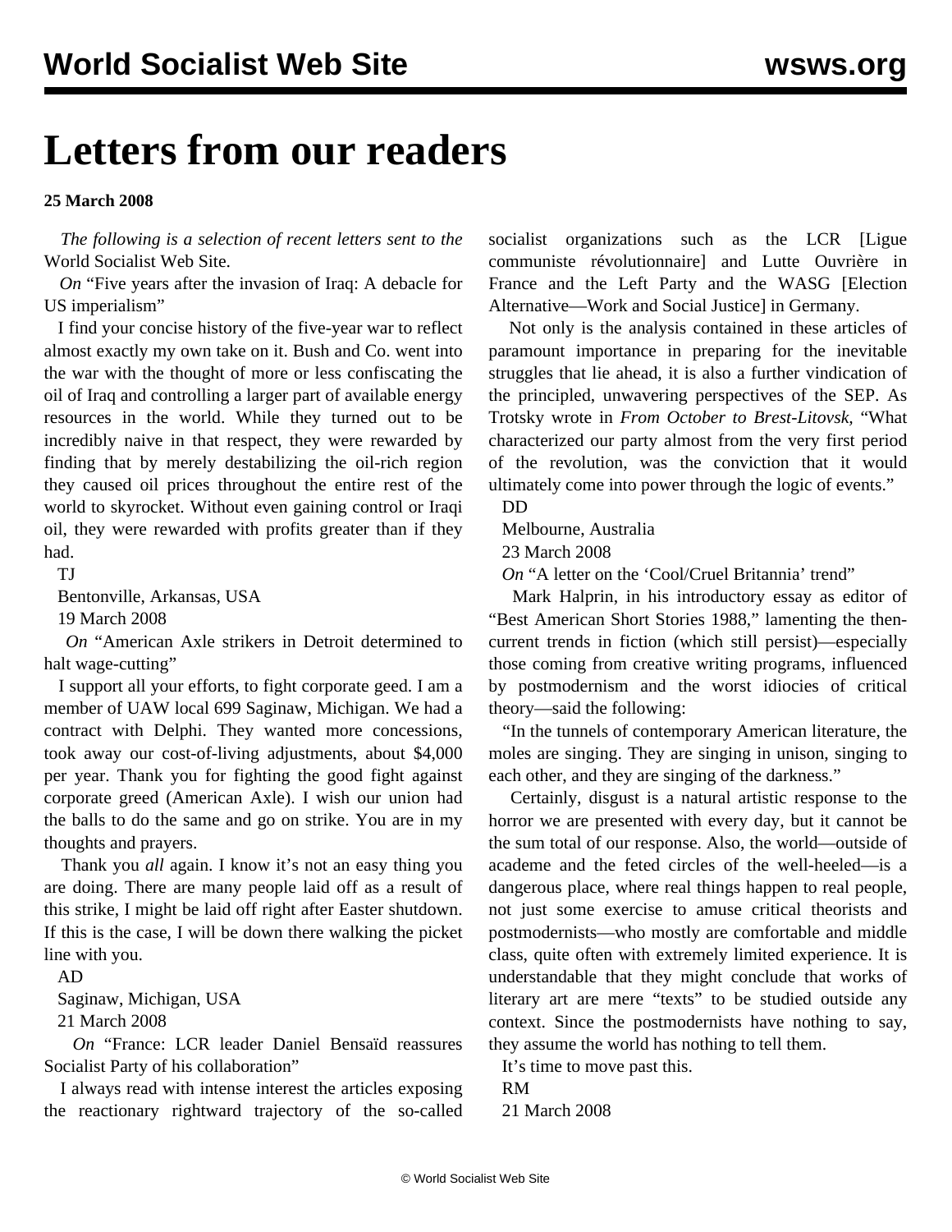# Letters from our readers

**25 March 2008**

*The following is a selection of recent letters sent to the* World Socialist Web Site.

*On* "Five years after the invasion of Iraq: A debacle for US imperialism"

I find your concise history of the five-year war to reflect almost exactly my own take on it. Bush and Co. went into the war with the thought of more or less confiscating the oil of Iraq and controlling a larger part of available energy resources in the world. While they turned out to be incredibly naive in that respect, they were rewarded by finding that by merely destabilizing the oil-rich region they caused oil prices throughout the entire rest of the world to skyrocket. Without even gaining control or Iraqi oil, they were rewarded with profits greater than if they had.

TJ

Bentonville, Arkansas, USA

19 March 2008

*On* "American Axle strikers in Detroit determined to halt wage-cutting"

I support all your efforts, to fight corporate geed. I am a member of UAW local 699 Saginaw, Michigan. We had a contract with Delphi. They wanted more concessions, took away our cost-of-living adjustments, about $4,000 per year. Thank you for fighting the good fight against corporate greed (American Axle). I wish our union had the balls to do the same and go on strike. You are in my thoughts and prayers.

Thank you *all* again. I know it's not an easy thing you are doing. There are many people laid off as a result of this strike, I might be laid off right after Easter shutdown. If this is the case, I will be down there walking the picket line with you.

AD

Saginaw, Michigan, USA

21 March 2008

*On* "France: LCR leader Daniel Bensaïd reassures Socialist Party of his collaboration"

I always read with intense interest the articles exposing the reactionary rightward trajectory of the so-called socialist organizations such as the LCR [Ligue communiste révolutionnaire] and Lutte Ouvrière in France and the Left Party and the WASG [Election Alternative—Work and Social Justice] in Germany.

Not only is the analysis contained in these articles of paramount importance in preparing for the inevitable struggles that lie ahead, it is also a further vindication of the principled, unwavering perspectives of the SEP. As Trotsky wrote in *From October to Brest-Litovsk*, "What characterized our party almost from the very first period of the revolution, was the conviction that it would ultimately come into power through the logic of events."

DD

Melbourne, Australia

23 March 2008

*On* "A letter on the 'Cool/Cruel Britannia' trend"

Mark Halprin, in his introductory essay as editor of "Best American Short Stories 1988," lamenting the then-current trends in fiction (which still persist)—especially those coming from creative writing programs, influenced by postmodernism and the worst idiocies of critical theory—said the following:

"In the tunnels of contemporary American literature, the moles are singing. They are singing in unison, singing to each other, and they are singing of the darkness."

Certainly, disgust is a natural artistic response to the horror we are presented with every day, but it cannot be the sum total of our response. Also, the world—outside of academe and the feted circles of the well-heeled—is a dangerous place, where real things happen to real people, not just some exercise to amuse critical theorists and postmodernists—who mostly are comfortable and middle class, quite often with extremely limited experience. It is understandable that they might conclude that works of literary art are mere "texts" to be studied outside any context. Since the postmodernists have nothing to say, they assume the world has nothing to tell them.

It's time to move past this.

RM

21 March 2008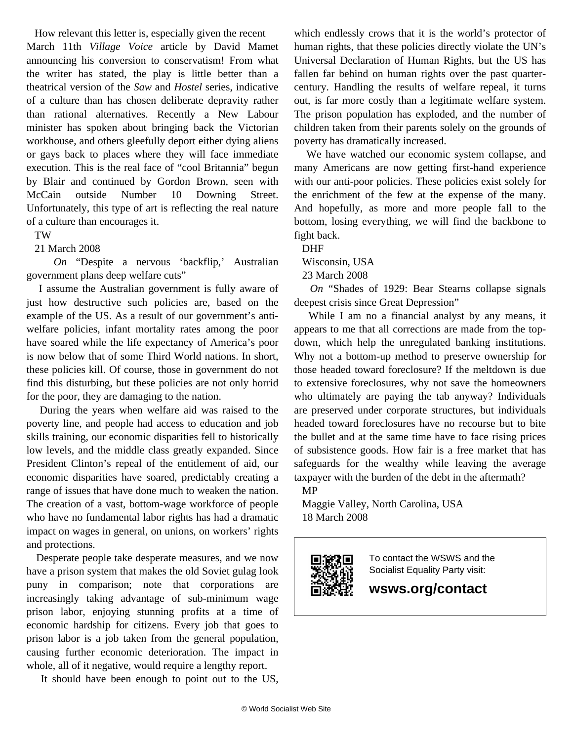How relevant this letter is, especially given the recent March 11th *Village Voice* article by David Mamet announcing his conversion to conservatism! From what the writer has stated, the play is little better than a theatrical version of the *Saw* and *Hostel* series, indicative of a culture than has chosen deliberate depravity rather than rational alternatives. Recently a New Labour minister has spoken about bringing back the Victorian workhouse, and others gleefully deport either dying aliens or gays back to places where they will face immediate execution. This is the real face of "cool Britannia" begun by Blair and continued by Gordon Brown, seen with McCain outside Number 10 Downing Street. Unfortunately, this type of art is reflecting the real nature of a culture than encourages it.

TW

21 March 2008

*On* "Despite a nervous 'backflip,' Australian government plans deep welfare cuts"

I assume the Australian government is fully aware of just how destructive such policies are, based on the example of the US. As a result of our government's anti-welfare policies, infant mortality rates among the poor have soared while the life expectancy of America's poor is now below that of some Third World nations. In short, these policies kill. Of course, those in government do not find this disturbing, but these policies are not only horrid for the poor, they are damaging to the nation.

During the years when welfare aid was raised to the poverty line, and people had access to education and job skills training, our economic disparities fell to historically low levels, and the middle class greatly expanded. Since President Clinton's repeal of the entitlement of aid, our economic disparities have soared, predictably creating a range of issues that have done much to weaken the nation. The creation of a vast, bottom-wage workforce of people who have no fundamental labor rights has had a dramatic impact on wages in general, on unions, on workers' rights and protections.

Desperate people take desperate measures, and we now have a prison system that makes the old Soviet gulag look puny in comparison; note that corporations are increasingly taking advantage of sub-minimum wage prison labor, enjoying stunning profits at a time of economic hardship for citizens. Every job that goes to prison labor is a job taken from the general population, causing further economic deterioration. The impact in whole, all of it negative, would require a lengthy report.

It should have been enough to point out to the US, which endlessly crows that it is the world's protector of human rights, that these policies directly violate the UN's Universal Declaration of Human Rights, but the US has fallen far behind on human rights over the past quarter-century. Handling the results of welfare repeal, it turns out, is far more costly than a legitimate welfare system. The prison population has exploded, and the number of children taken from their parents solely on the grounds of poverty has dramatically increased.

We have watched our economic system collapse, and many Americans are now getting first-hand experience with our anti-poor policies. These policies exist solely for the enrichment of the few at the expense of the many. And hopefully, as more and more people fall to the bottom, losing everything, we will find the backbone to fight back.

DHF

Wisconsin, USA

23 March 2008

*On* "Shades of 1929: Bear Stearns collapse signals deepest crisis since Great Depression"

While I am no a financial analyst by any means, it appears to me that all corrections are made from the top-down, which help the unregulated banking institutions. Why not a bottom-up method to preserve ownership for those headed toward foreclosure? If the meltdown is due to extensive foreclosures, why not save the homeowners who ultimately are paying the tab anyway? Individuals are preserved under corporate structures, but individuals headed toward foreclosures have no recourse but to bite the bullet and at the same time have to face rising prices of subsistence goods. How fair is a free market that has safeguards for the wealthy while leaving the average taxpayer with the burden of the debt in the aftermath?

MP

Maggie Valley, North Carolina, USA

18 March 2008

To contact the WSWS and the Socialist Equality Party visit:

**wsws.org/contact**